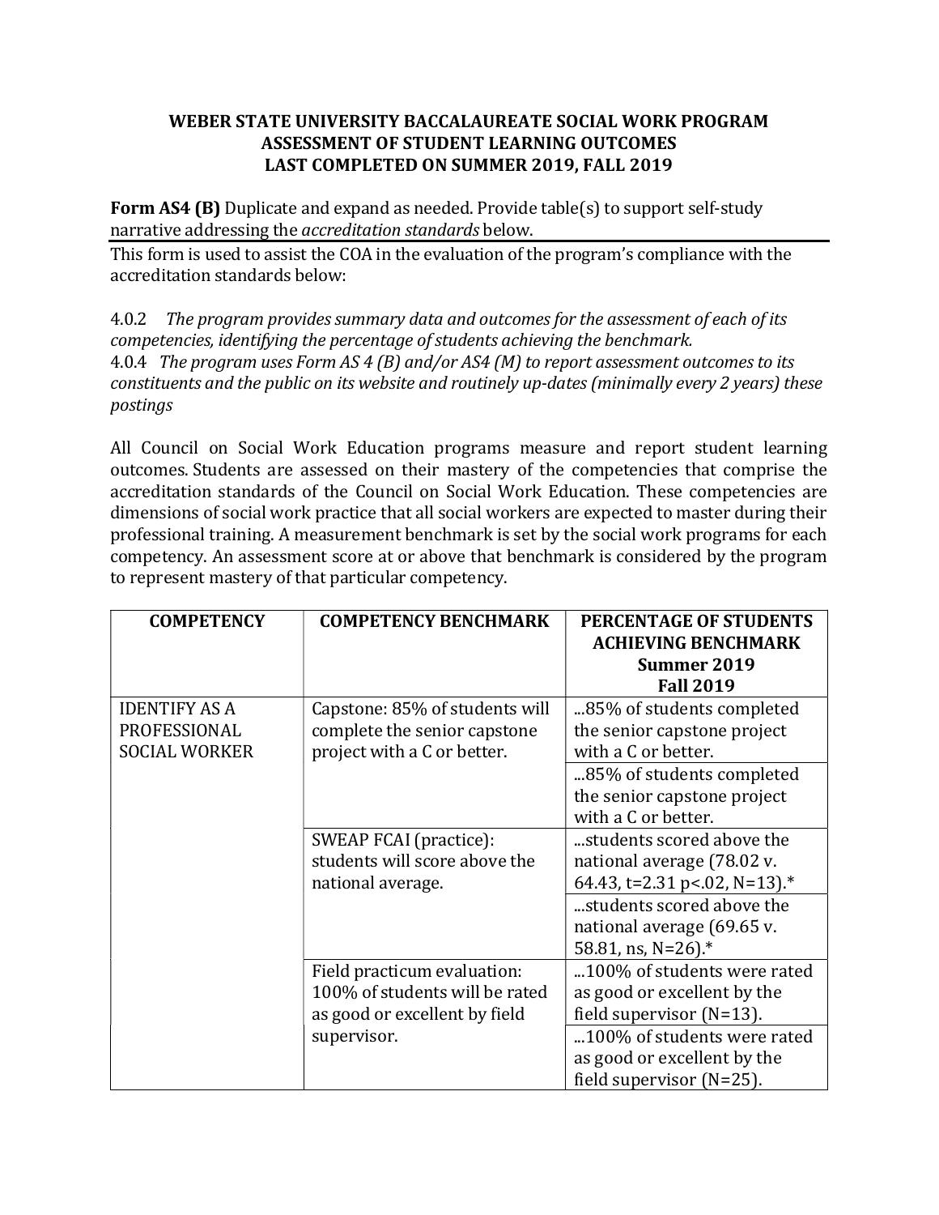# WEBER STATE UNIVERSITY BACCALAUREATE SOCIAL WORK PROGRAM
## ASSESSMENT OF STUDENT LEARNING OUTCOMES
## LAST COMPLETED ON SUMMER 2019, FALL 2019

**Form AS4 (B)** Duplicate and expand as needed. Provide table(s) to support self-study narrative addressing the *accreditation standards* below.

This form is used to assist the COA in the evaluation of the program's compliance with the accreditation standards below:

4.0.2 *The program provides summary data and outcomes for the assessment of each of its competencies, identifying the percentage of students achieving the benchmark.*
4.0.4 *The program uses Form AS 4 (B) and/or AS4 (M) to report assessment outcomes to its constituents and the public on its website and routinely up-dates (minimally every 2 years) these postings*

All Council on Social Work Education programs measure and report student learning outcomes. Students are assessed on their mastery of the competencies that comprise the accreditation standards of the Council on Social Work Education. These competencies are dimensions of social work practice that all social workers are expected to master during their professional training. A measurement benchmark is set by the social work programs for each competency. An assessment score at or above that benchmark is considered by the program to represent mastery of that particular competency.

| COMPETENCY | COMPETENCY BENCHMARK | PERCENTAGE OF STUDENTS ACHIEVING BENCHMARK Summer 2019 **Fall 2019** |
|---|---|---|
| IDENTIFY AS A PROFESSIONAL SOCIAL WORKER | Capstone: 85% of students will complete the senior capstone project with a C or better. | ...85% of students completed the senior capstone project with a C or better. |
| | | ...85% of students completed the senior capstone project with a C or better. |
| | SWEAP FCAI (practice): students will score above the national average. | ...students scored above the national average (78.02 v. 64.43, t=2.31 p<.02, N=13).* |
| | | ...students scored above the national average (69.65 v. 58.81, ns, N=26).* |
| | Field practicum evaluation: 100% of students will be rated as good or excellent by field supervisor. | ...100% of students were rated as good or excellent by the field supervisor (N=13). |
| | | ...100% of students were rated as good or excellent by the field supervisor (N=25). |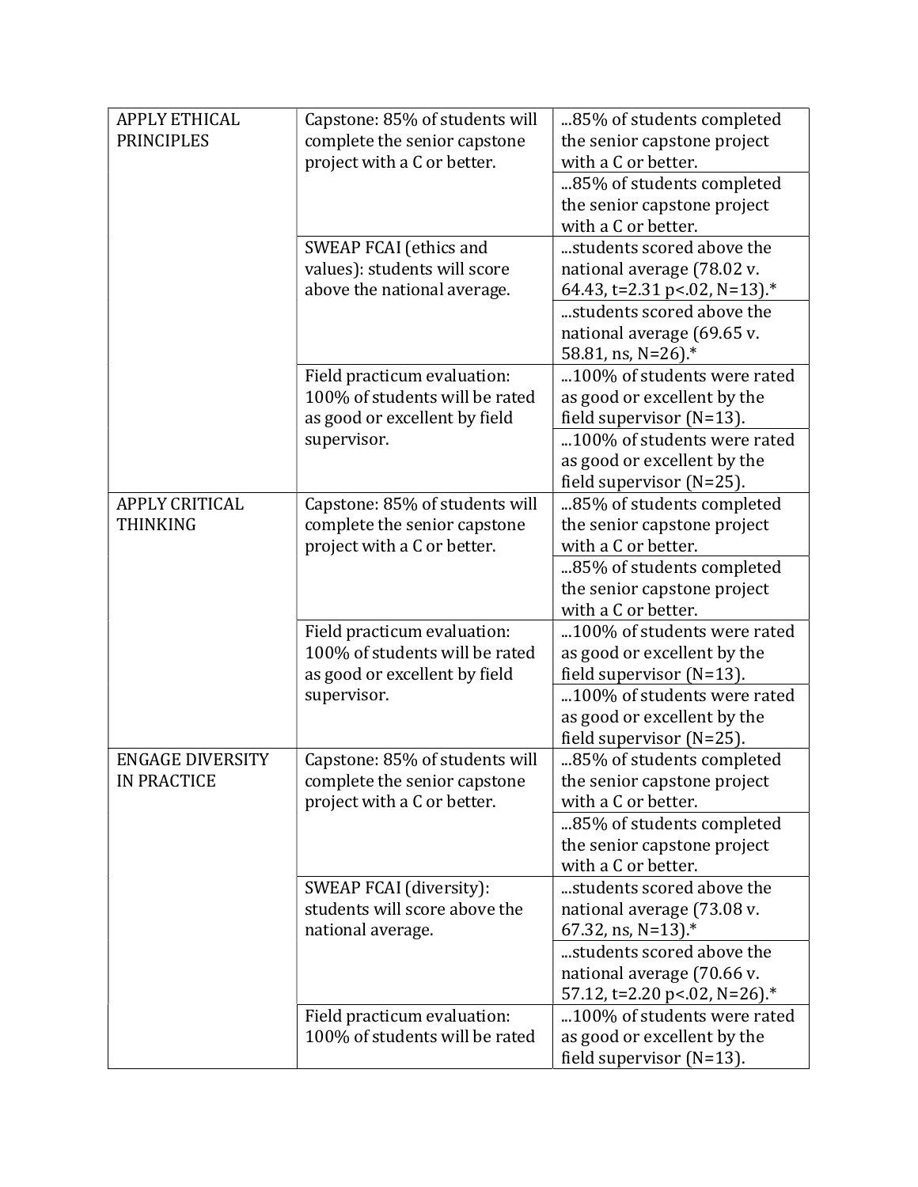| | | |
|---|---|---|
| APPLY ETHICAL PRINCIPLES | Capstone: 85% of students will complete the senior capstone project with a C or better. | ...85% of students completed the senior capstone project with a C or better. |
| | | ...85% of students completed the senior capstone project with a C or better. |
| | SWEAP FCAI (ethics and values): students will score above the national average. | ...students scored above the national average (78.02 v. 64.43, $t=2.31$ $p<.02$, $N=13$).* |
| | | ...students scored above the national average (69.65 v. 58.81, ns, $N=26$).* |
| | Field practicum evaluation: 100% of students will be rated as good or excellent by field supervisor. | ...100% of students were rated as good or excellent by the field supervisor ($N=13$). |
| | | ...100% of students were rated as good or excellent by the field supervisor ($N=25$). |
| APPLY CRITICAL THINKING | Capstone: 85% of students will complete the senior capstone project with a C or better. | ...85% of students completed the senior capstone project with a C or better. |
| | | ...85% of students completed the senior capstone project with a C or better. |
| | Field practicum evaluation: 100% of students will be rated as good or excellent by field supervisor. | ...100% of students were rated as good or excellent by the field supervisor ($N=13$). |
| | | ...100% of students were rated as good or excellent by the field supervisor ($N=25$). |
| ENGAGE DIVERSITY IN PRACTICE | Capstone: 85% of students will complete the senior capstone project with a C or better. | ...85% of students completed the senior capstone project with a C or better. |
| | | ...85% of students completed the senior capstone project with a C or better. |
| | SWEAP FCAI (diversity): students will score above the national average. | ...students scored above the national average (73.08 v. 67.32, ns, $N=13$).* |
| | | ...students scored above the national average (70.66 v. 57.12, $t=2.20$ $p<.02$, $N=26$).* |
| | Field practicum evaluation: 100% of students will be rated | ...100% of students were rated as good or excellent by the field supervisor ($N=13$). |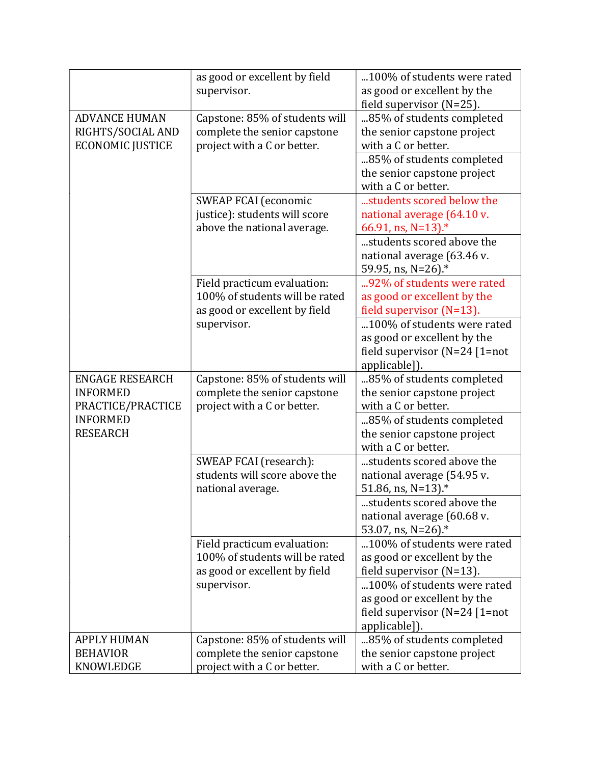| | | |
|---|---|---|
| | as good or excellent by field supervisor. | ...100% of students were rated as good or excellent by the field supervisor (N=25). |
| ADVANCE HUMAN RIGHTS/SOCIAL AND ECONOMIC JUSTICE | Capstone: 85% of students will complete the senior capstone project with a C or better. | ...85% of students completed the senior capstone project with a C or better. |
| | | ...85% of students completed the senior capstone project with a C or better. |
| | SWEAP FCAI (economic justice): students will score above the national average. | ...students scored below the national average (64.10 v. 66.91, ns, N=13).* |
| | | ...students scored above the national average (63.46 v. 59.95, ns, N=26).* |
| | Field practicum evaluation: 100% of students will be rated as good or excellent by field supervisor. | ...92% of students were rated as good or excellent by the field supervisor (N=13). |
| | | ...100% of students were rated as good or excellent by the field supervisor (N=24 [1=not applicable]). |
| ENGAGE RESEARCH INFORMED PRACTICE/PRACTICE INFORMED RESEARCH | Capstone: 85% of students will complete the senior capstone project with a C or better. | ...85% of students completed the senior capstone project with a C or better. |
| | | ...85% of students completed the senior capstone project with a C or better. |
| | SWEAP FCAI (research): students will score above the national average. | ...students scored above the national average (54.95 v. 51.86, ns, N=13).* |
| | | ...students scored above the national average (60.68 v. 53.07, ns, N=26).* |
| | Field practicum evaluation: 100% of students will be rated as good or excellent by field supervisor. | ...100% of students were rated as good or excellent by the field supervisor (N=13). |
| | | ...100% of students were rated as good or excellent by the field supervisor (N=24 [1=not applicable]). |
| APPLY HUMAN BEHAVIOR KNOWLEDGE | Capstone: 85% of students will complete the senior capstone project with a C or better. | ...85% of students completed the senior capstone project with a C or better. |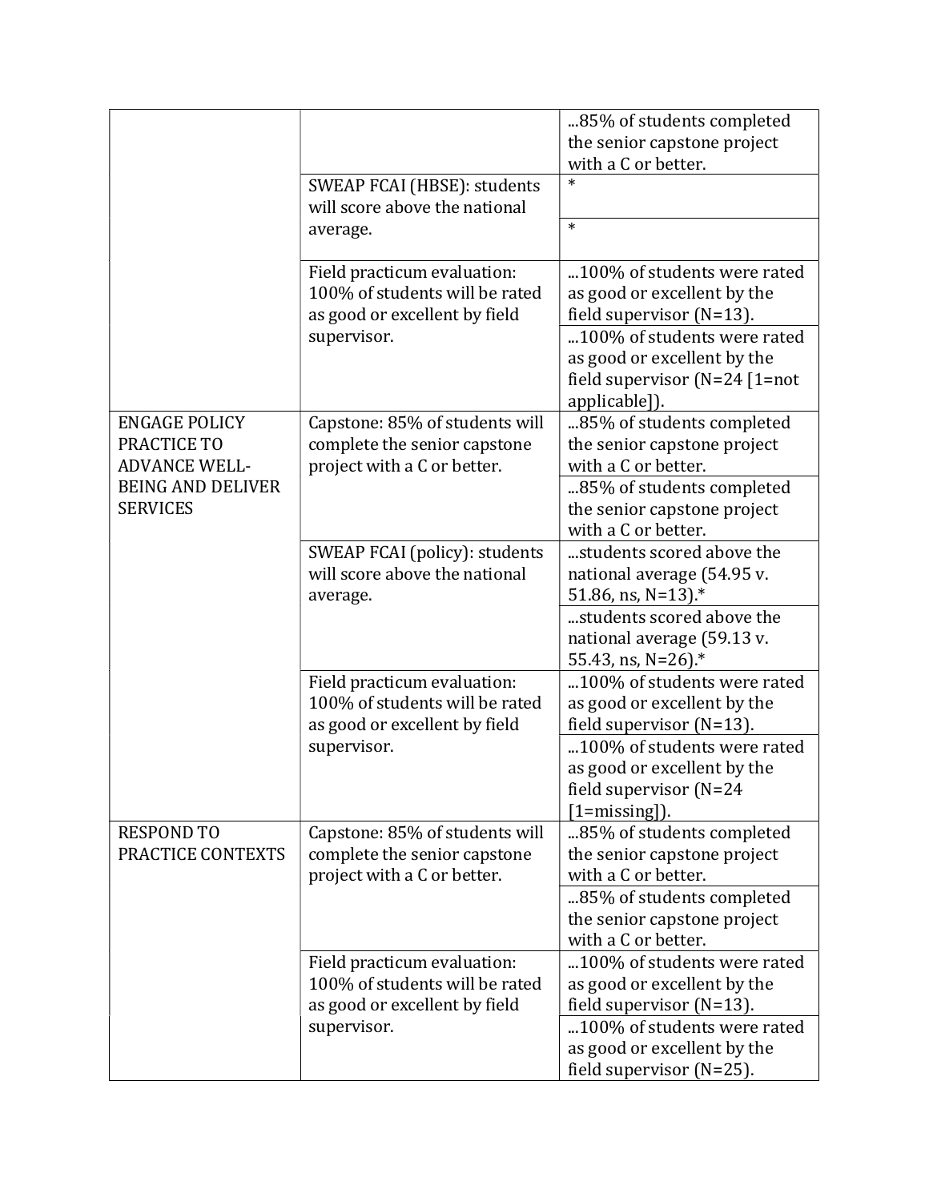| | | |
|---|---|---|
| | | ...85% of students completed the senior capstone project with a C or better. |
| | SWEAP FCAI (HBSE): students will score above the national average. | * |
| | | * |
| | Field practicum evaluation: 100% of students will be rated as good or excellent by field supervisor. | ...100% of students were rated as good or excellent by the field supervisor (N=13). |
| | | ...100% of students were rated as good or excellent by the field supervisor (N=24 [1=not applicable]). |
| ENGAGE POLICY PRACTICE TO ADVANCE WELL-BEING AND DELIVER SERVICES | Capstone: 85% of students will complete the senior capstone project with a C or better. | ...85% of students completed the senior capstone project with a C or better. |
| | | ...85% of students completed the senior capstone project with a C or better. |
| | SWEAP FCAI (policy): students will score above the national average. | ...students scored above the national average (54.95 v. 51.86, ns, N=13).* |
| | | ...students scored above the national average (59.13 v. 55.43, ns, N=26).* |
| | Field practicum evaluation: 100% of students will be rated as good or excellent by field supervisor. | ...100% of students were rated as good or excellent by the field supervisor (N=13). |
| | | ...100% of students were rated as good or excellent by the field supervisor (N=24 [1=missing]). |
| RESPOND TO PRACTICE CONTEXTS | Capstone: 85% of students will complete the senior capstone project with a C or better. | ...85% of students completed the senior capstone project with a C or better. |
| | | ...85% of students completed the senior capstone project with a C or better. |
| | Field practicum evaluation: 100% of students will be rated as good or excellent by field supervisor. | ...100% of students were rated as good or excellent by the field supervisor (N=13). |
| | | ...100% of students were rated as good or excellent by the field supervisor (N=25). |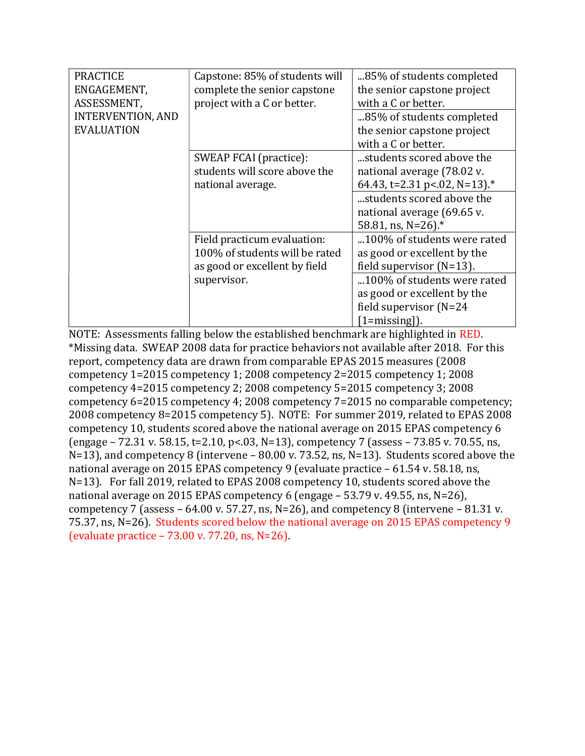| | | |
|---|---|---|
| PRACTICE ENGAGEMENT, ASSESSMENT, INTERVENTION, AND EVALUATION | Capstone: 85% of students will complete the senior capstone project with a C or better. | ...85% of students completed the senior capstone project with a C or better. |
| | | ...85% of students completed the senior capstone project with a C or better. |
| | SWEAP FCAI (practice): students will score above the national average. | ...students scored above the national average (78.02 v. 64.43, t=2.31 p<.02, N=13).* |
| | | ...students scored above the national average (69.65 v. 58.81, ns, N=26).* |
| | Field practicum evaluation: 100% of students will be rated as good or excellent by field supervisor. | ...100% of students were rated as good or excellent by the field supervisor (N=13). |
| | | ...100% of students were rated as good or excellent by the field supervisor (N=24 [1=missing]). |

NOTE: Assessments falling below the established benchmark are highlighted in RED.
*Missing data. SWEAP 2008 data for practice behaviors not available after 2018. For this report, competency data are drawn from comparable EPAS 2015 measures (2008 competency 1=2015 competency 1; 2008 competency 2=2015 competency 1; 2008 competency 4=2015 competency 2; 2008 competency 5=2015 competency 3; 2008 competency 6=2015 competency 4; 2008 competency 7=2015 no comparable competency; 2008 competency 8=2015 competency 5). NOTE: For summer 2019, related to EPAS 2008 competency 10, students scored above the national average on 2015 EPAS competency 6 (engage – 72.31 v. 58.15, t=2.10, p<.03, N=13), competency 7 (assess – 73.85 v. 70.55, ns, N=13), and competency 8 (intervene – 80.00 v. 73.52, ns, N=13). Students scored above the national average on 2015 EPAS competency 9 (evaluate practice – 61.54 v. 58.18, ns, N=13). For fall 2019, related to EPAS 2008 competency 10, students scored above the national average on 2015 EPAS competency 6 (engage – 53.79 v. 49.55, ns, N=26), competency 7 (assess – 64.00 v. 57.27, ns, N=26), and competency 8 (intervene – 81.31 v. 75.37, ns, N=26). Students scored below the national average on 2015 EPAS competency 9 (evaluate practice – 73.00 v. 77.20, ns, N=26).